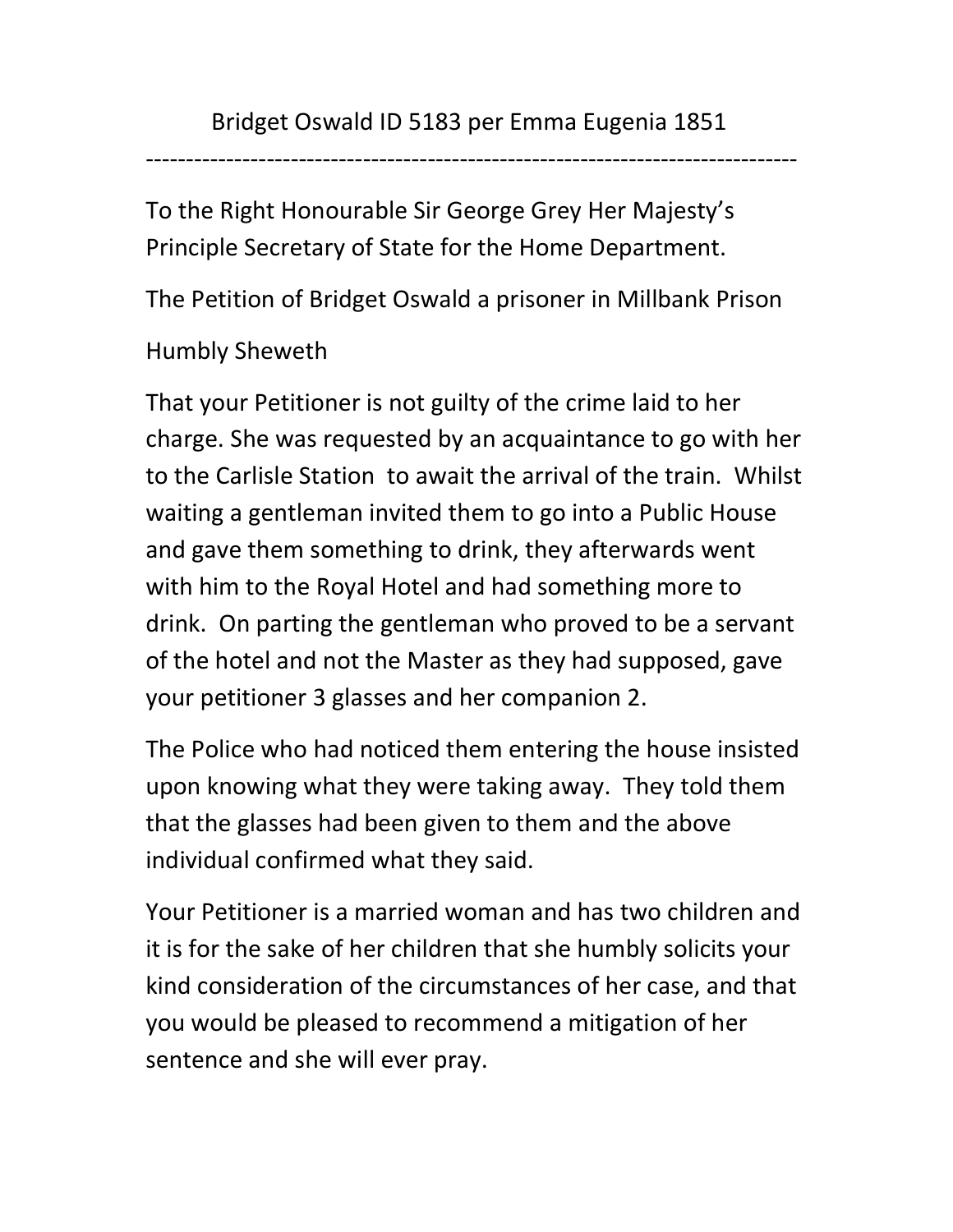Bridget Oswald ID 5183 per Emma Eugenia 1851

---

To the Right Honourable Sir George Grey Her Majesty's Principle Secretary of State for the Home Department.

The Petition of Bridget Oswald a prisoner in Millbank Prison

Humbly Sheweth

That your Petitioner is not guilty of the crime laid to her charge. She was requested by an acquaintance to go with her to the Carlisle Station to await the arrival of the train. Whilst waiting a gentleman invited them to go into a Public House and gave them something to drink, they afterwards went with him to the Royal Hotel and had something more to drink. On parting the gentleman who proved to be a servant of the hotel and not the Master as they had supposed, gave your petitioner 3 glasses and her companion 2.

The Police who had noticed them entering the house insisted upon knowing what they were taking away. They told them that the glasses had been given to them and the above individual confirmed what they said.

Your Petitioner is a married woman and has two children and it is for the sake of her children that she humbly solicits your kind consideration of the circumstances of her case, and that you would be pleased to recommend a mitigation of her sentence and she will ever pray.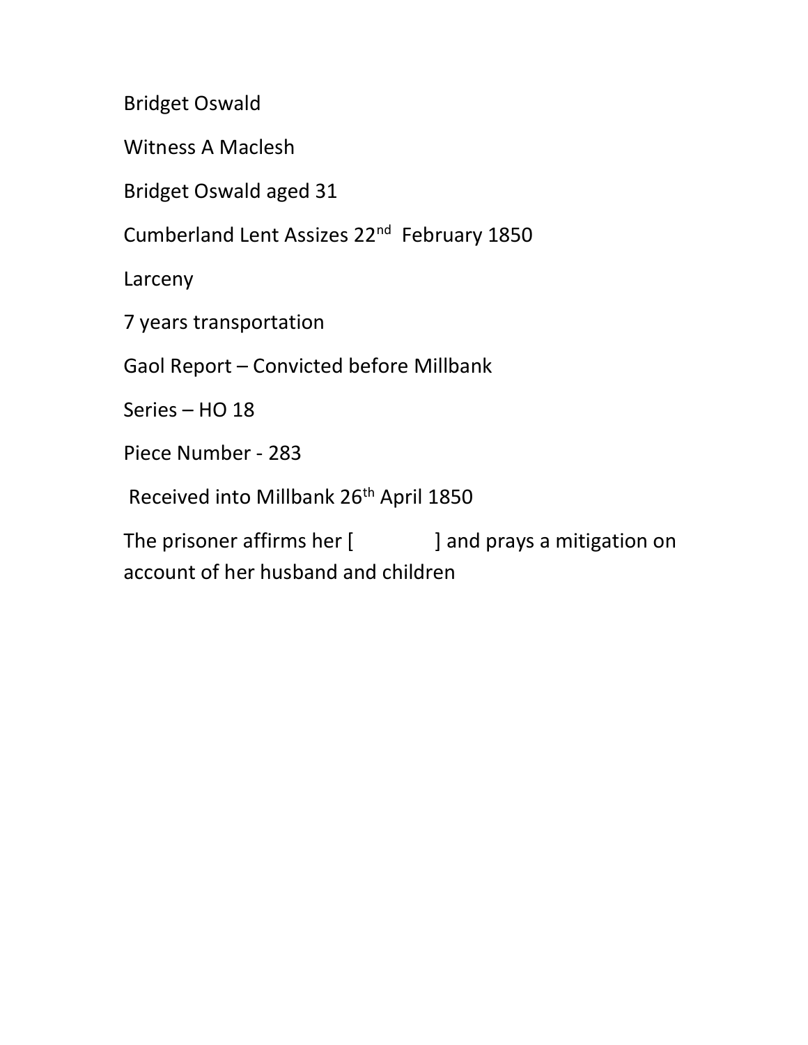Bridget Oswald

Witness A Maclesh

Bridget Oswald aged 31

Cumberland Lent Assizes 22nd February 1850

Larceny

7 years transportation

Gaol Report – Convicted before Millbank

Series – HO 18

Piece Number - 283

Received into Millbank 26th April 1850

The prisoner affirms her [ ] and prays a mitigation on account of her husband and children